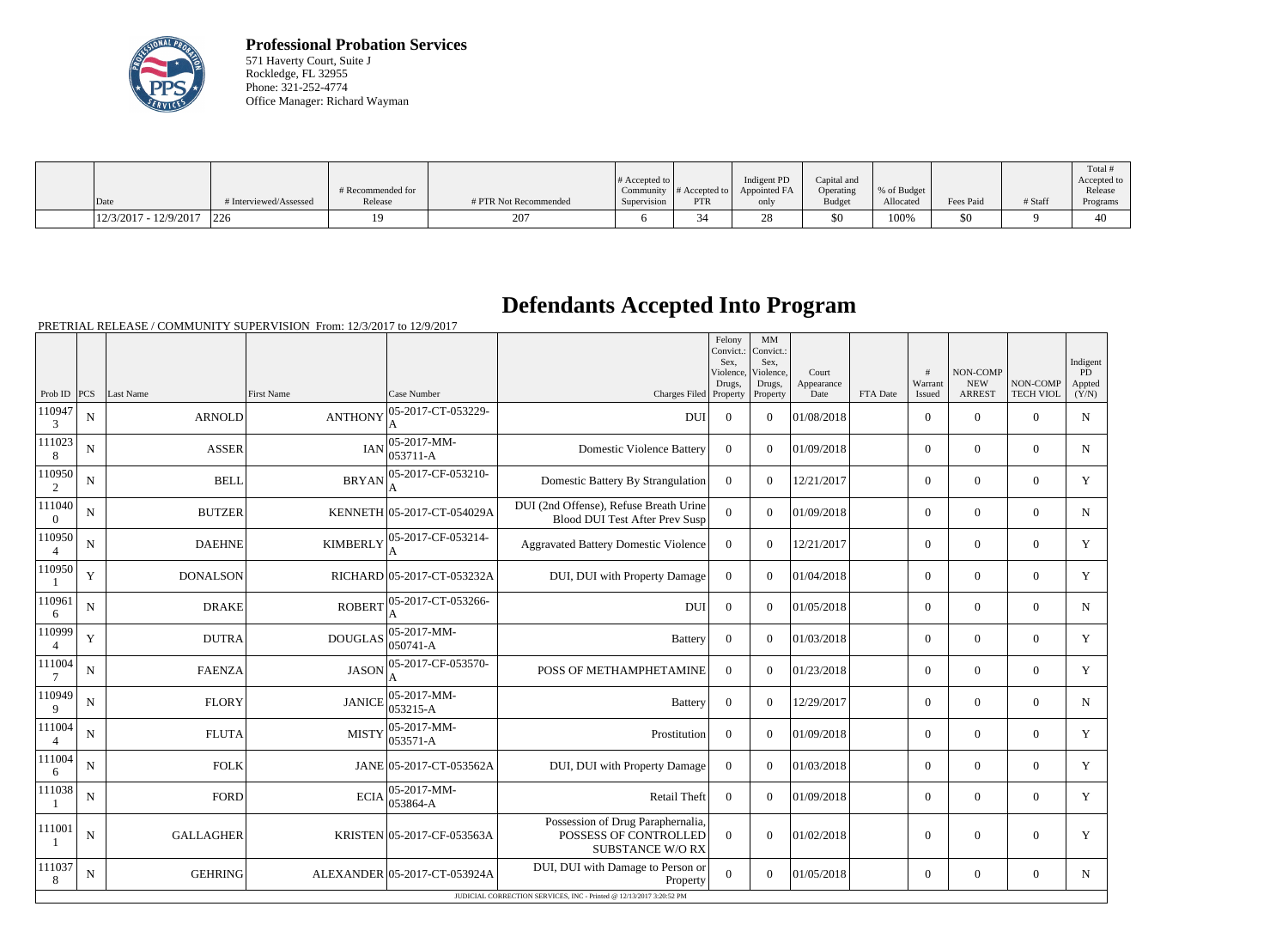**Professional Probation Services**
571 Haverty Court, Suite J
Rockledge, FL 32955
Phone: 321-252-4774
Office Manager: Richard Wayman

| Date | # Interviewed/Assessed | # Recommended for Release | # PTR Not Recommended | # Accepted to Community Supervision | # Accepted to PTR | Indigent PD Appointed FA only | Capital and Operating Budget | % of Budget Allocated | Fees Paid | # Staff | Total # Accepted to Release Programs |
|---|---|---|---|---|---|---|---|---|---|---|---|
| 12/3/2017 - 12/9/2017 | 226 | 19 | 207 | 6 | 34 | 28 | $0 | 100% | $0 | 9 | 40 |

# Defendants Accepted Into Program

PRETRIAL RELEASE / COMMUNITY SUPERVISION From: 12/3/2017 to 12/9/2017

| Prob ID | PCS | Last Name | First Name | Case Number | Charges Filed | Felony Convict.: Sex, Violence, Drugs, Property | MM Convict.: Sex, Violence, Drugs, Property | Court Appearance Date | FTA Date | # Warrant Issued | NON-COMP NEW ARREST | NON-COMP TECH VIOL | Indigent PD Appted (Y/N) |
|---|---|---|---|---|---|---|---|---|---|---|---|---|---|
| 1109473 | N | ARNOLD | ANTHONY | 05-2017-CT-053229-A | DUI | 0 | 0 | 01/08/2018 | | 0 | 0 | 0 | N |
| 1110238 | N | ASSER | IAN | 05-2017-MM-053711-A | Domestic Violence Battery | 0 | 0 | 01/09/2018 | | 0 | 0 | 0 | N |
| 1109502 | N | BELL | BRYAN | 05-2017-CF-053210-A | Domestic Battery By Strangulation | 0 | 0 | 12/21/2017 | | 0 | 0 | 0 | Y |
| 1110400 | N | BUTZER | KENNETH | 05-2017-CT-054029A | DUI (2nd Offense), Refuse Breath Urine Blood DUI Test After Prev Susp | 0 | 0 | 01/09/2018 | | 0 | 0 | 0 | N |
| 1109504 | N | DAEHNE | KIMBERLY | 05-2017-CF-053214-A | Aggravated Battery Domestic Violence | 0 | 0 | 12/21/2017 | | 0 | 0 | 0 | Y |
| 1109501 | Y | DONALSON | RICHARD | 05-2017-CT-053232A | DUI, DUI with Property Damage | 0 | 0 | 01/04/2018 | | 0 | 0 | 0 | Y |
| 1109616 | N | DRAKE | ROBERT | 05-2017-CT-053266-A | DUI | 0 | 0 | 01/05/2018 | | 0 | 0 | 0 | N |
| 1109994 | Y | DUTRA | DOUGLAS | 05-2017-MM-050741-A | Battery | 0 | 0 | 01/03/2018 | | 0 | 0 | 0 | Y |
| 1110047 | N | FAENZA | JASON | 05-2017-CF-053570-A | POSS OF METHAMPHETAMINE | 0 | 0 | 01/23/2018 | | 0 | 0 | 0 | Y |
| 1109499 | N | FLORY | JANICE | 05-2017-MM-053215-A | Battery | 0 | 0 | 12/29/2017 | | 0 | 0 | 0 | N |
| 1110044 | N | FLUTA | MISTY | 05-2017-MM-053571-A | Prostitution | 0 | 0 | 01/09/2018 | | 0 | 0 | 0 | Y |
| 1110046 | N | FOLK | JANE | 05-2017-CT-053562A | DUI, DUI with Property Damage | 0 | 0 | 01/03/2018 | | 0 | 0 | 0 | Y |
| 1110381 | N | FORD | ECIA | 05-2017-MM-053864-A | Retail Theft | 0 | 0 | 01/09/2018 | | 0 | 0 | 0 | Y |
| 1110011 | N | GALLAGHER | KRISTEN | 05-2017-CF-053563A | Possession of Drug Paraphernalia, POSSESS OF CONTROLLED SUBSTANCE W/O RX | 0 | 0 | 01/02/2018 | | 0 | 0 | 0 | Y |
| 1110378 | N | GEHRING | ALEXANDER | 05-2017-CT-053924A | DUI, DUI with Damage to Person or Property | 0 | 0 | 01/05/2018 | | 0 | 0 | 0 | N |

JUDICIAL CORRECTION SERVICES, INC - Printed @ 12/13/2017 3:20:52 PM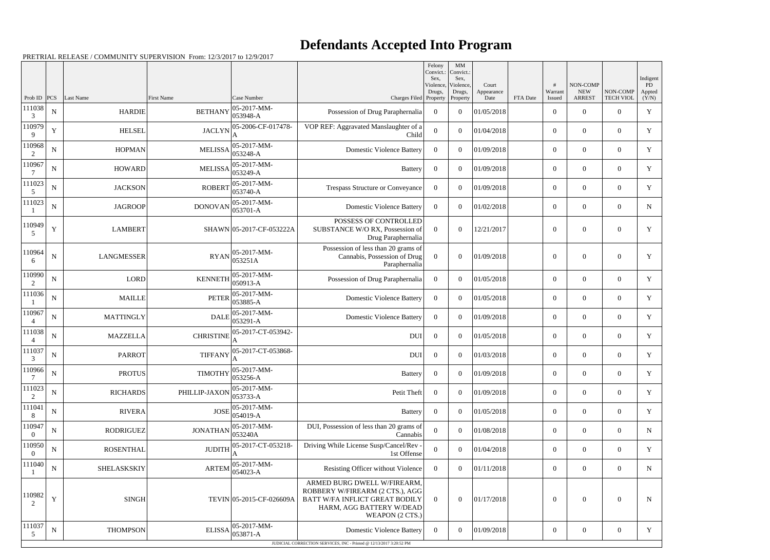# Defendants Accepted Into Program

PRETRIAL RELEASE / COMMUNITY SUPERVISION From: 12/3/2017 to 12/9/2017

| Prob ID | PCS | Last Name | First Name | Case Number | Charges Filed | Felony Convict.: Sex, Violence, Drugs, Property | MM Convict.: Sex, Violence, Drugs, Property | Court Appearance Date | FTA Date | # Warrant Issued | NON-COMP NEW ARREST | NON-COMP TECH VIOL | Indigent PD Appted (Y/N) |
|---|---|---|---|---|---|---|---|---|---|---|---|---|---|
| 1110383 | N | HARDIE | BETHANY | 05-2017-MM-053948-A | Possession of Drug Paraphernalia | 0 | 0 | 01/05/2018 | | 0 | 0 | 0 | Y |
| 1109799 | Y | HELSEL | JACLYN | 05-2006-CF-017478-A | VOP REF: Aggravated Manslaughter of a Child | 0 | 0 | 01/04/2018 | | 0 | 0 | 0 | Y |
| 1109682 | N | HOPMAN | MELISSA | 05-2017-MM-053248-A | Domestic Violence Battery | 0 | 0 | 01/09/2018 | | 0 | 0 | 0 | Y |
| 1109677 | N | HOWARD | MELISSA | 05-2017-MM-053249-A | Battery | 0 | 0 | 01/09/2018 | | 0 | 0 | 0 | Y |
| 1110235 | N | JACKSON | ROBERT | 05-2017-MM-053740-A | Trespass Structure or Conveyance | 0 | 0 | 01/09/2018 | | 0 | 0 | 0 | Y |
| 1110231 | N | JAGROOP | DONOVAN | 05-2017-MM-053701-A | Domestic Violence Battery | 0 | 0 | 01/02/2018 | | 0 | 0 | 0 | N |
| 1109495 | Y | LAMBERT | SHAWN | 05-2017-CF-053222A | POSSESS OF CONTROLLED SUBSTANCE W/O RX, Possession of Drug Paraphernalia | 0 | 0 | 12/21/2017 | | 0 | 0 | 0 | Y |
| 1109646 | N | LANGMESSER | RYAN | 05-2017-MM-053251A | Possession of less than 20 grams of Cannabis, Possession of Drug Paraphernalia | 0 | 0 | 01/09/2018 | | 0 | 0 | 0 | Y |
| 1109902 | N | LORD | KENNETH | 05-2017-MM-050913-A | Possession of Drug Paraphernalia | 0 | 0 | 01/05/2018 | | 0 | 0 | 0 | Y |
| 1110361 | N | MAILLE | PETER | 05-2017-MM-053885-A | Domestic Violence Battery | 0 | 0 | 01/05/2018 | | 0 | 0 | 0 | Y |
| 1109674 | N | MATTINGLY | DALE | 05-2017-MM-053291-A | Domestic Violence Battery | 0 | 0 | 01/09/2018 | | 0 | 0 | 0 | Y |
| 1110384 | N | MAZZELLA | CHRISTINE | 05-2017-CT-053942-A | DUI | 0 | 0 | 01/05/2018 | | 0 | 0 | 0 | Y |
| 1110373 | N | PARROT | TIFFANY | 05-2017-CT-053868-A | DUI | 0 | 0 | 01/03/2018 | | 0 | 0 | 0 | Y |
| 1109667 | N | PROTUS | TIMOTHY | 05-2017-MM-053256-A | Battery | 0 | 0 | 01/09/2018 | | 0 | 0 | 0 | Y |
| 1110232 | N | RICHARDS | PHILLIP-JAXON | 05-2017-MM-053733-A | Petit Theft | 0 | 0 | 01/09/2018 | | 0 | 0 | 0 | Y |
| 1110418 | N | RIVERA | JOSE | 05-2017-MM-054019-A | Battery | 0 | 0 | 01/05/2018 | | 0 | 0 | 0 | Y |
| 1109470 | N | RODRIGUEZ | JONATHAN | 05-2017-MM-053240A | DUI, Possession of less than 20 grams of Cannabis | 0 | 0 | 01/08/2018 | | 0 | 0 | 0 | N |
| 1109500 | N | ROSENTHAL | JUDITH | 05-2017-CT-053218-A | Driving While License Susp/Cancel/Rev - 1st Offense | 0 | 0 | 01/04/2018 | | 0 | 0 | 0 | Y |
| 1110401 | N | SHELASKSKIY | ARTEM | 05-2017-MM-054023-A | Resisting Officer without Violence | 0 | 0 | 01/11/2018 | | 0 | 0 | 0 | N |
| 1109822 | Y | SINGH | TEVIN | 05-2015-CF-026609A | ARMED BURG DWELL W/FIREARM, ROBBERY W/FIREARM (2 CTS.), AGG BATT W/FA INFLICT GREAT BODILY HARM, AGG BATTERY W/DEAD WEAPON (2 CTS.) | 0 | 0 | 01/17/2018 | | 0 | 0 | 0 | N |
| 1110375 | N | THOMPSON | ELISSA | 05-2017-MM-053871-A | Domestic Violence Battery | 0 | 0 | 01/09/2018 | | 0 | 0 | 0 | Y |

JUDICIAL CORRECTION SERVICES, INC - Printed @ 12/13/2017 3:20:52 PM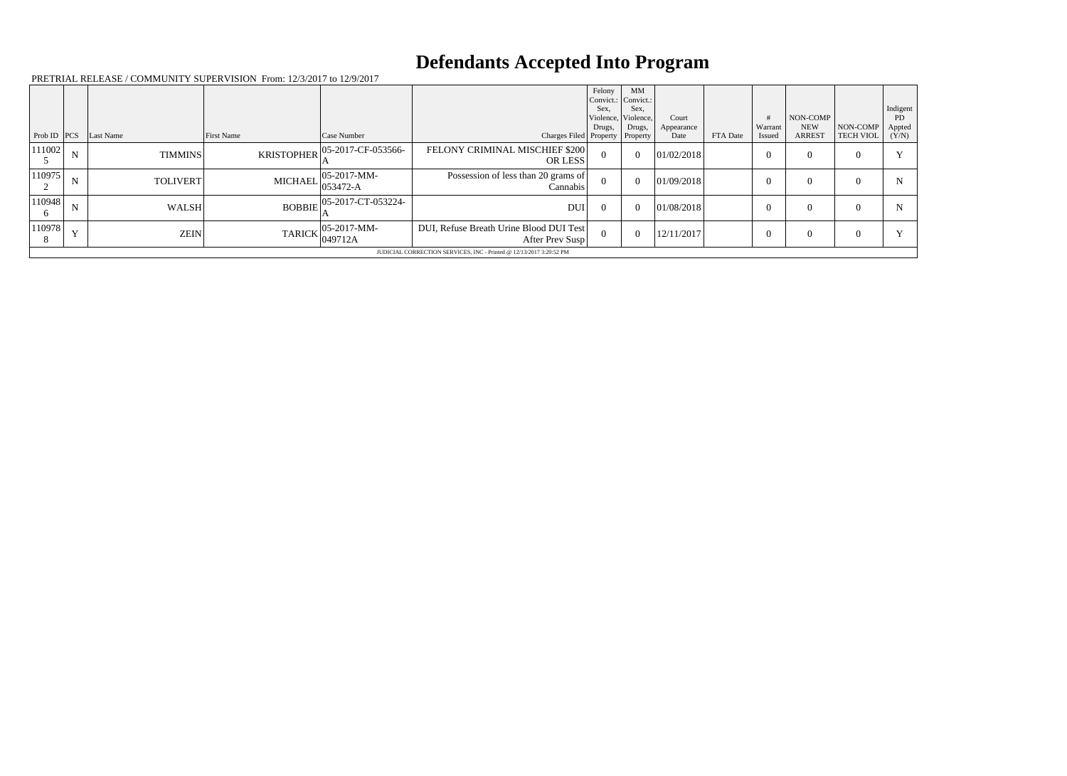# Defendants Accepted Into Program

PRETRIAL RELEASE / COMMUNITY SUPERVISION From: 12/3/2017 to 12/9/2017

| Prob ID | PCS | Last Name | First Name | Case Number | Charges Filed | Felony Convict.: Sex, Violence, Drugs, Property | MM Convict.: Sex, Violence, Drugs, Property | Court Appearance Date | FTA Date | # Warrant Issued | NON-COMP NEW ARREST | NON-COMP TECH VIOL | Indigent PD Appted (Y/N) |
|---|---|---|---|---|---|---|---|---|---|---|---|---|---|
| 1110025 | N | TIMMINS | KRISTOPHER | 05-2017-CF-053566-A | FELONY CRIMINAL MISCHIEF $200 OR LESS | 0 | 0 | 01/02/2018 | | 0 | 0 | 0 | Y |
| 1109752 | N | TOLIVERT | MICHAEL | 05-2017-MM-053472-A | Possession of less than 20 grams of Cannabis | 0 | 0 | 01/09/2018 | | 0 | 0 | 0 | N |
| 1109486 | N | WALSH | BOBBIE | 05-2017-CT-053224-A | DUI | 0 | 0 | 01/08/2018 | | 0 | 0 | 0 | N |
| 1109788 | Y | ZEIN | TARICK | 05-2017-MM-049712A | DUI, Refuse Breath Urine Blood DUI Test After Prev Susp | 0 | 0 | 12/11/2017 | | 0 | 0 | 0 | Y |

JUDICIAL CORRECTION SERVICES, INC - Printed @ 12/13/2017 3:20:52 PM